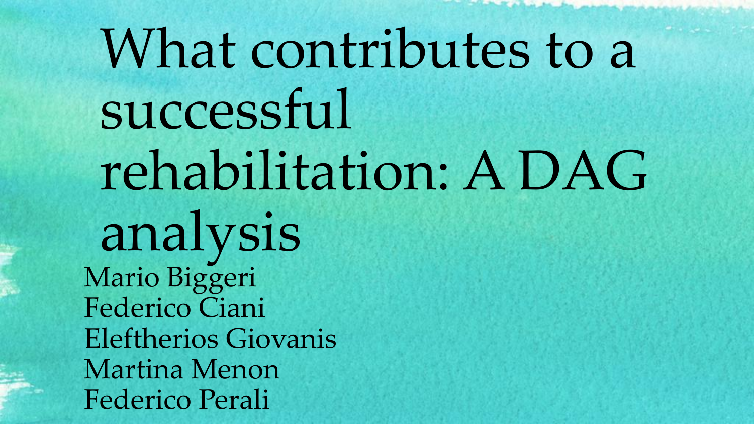# What contributes to a successful rehabilitation: A DAG analysis

Mario Biggeri
Federico Ciani
Eleftherios Giovanis
Martina Menon
Federico Perali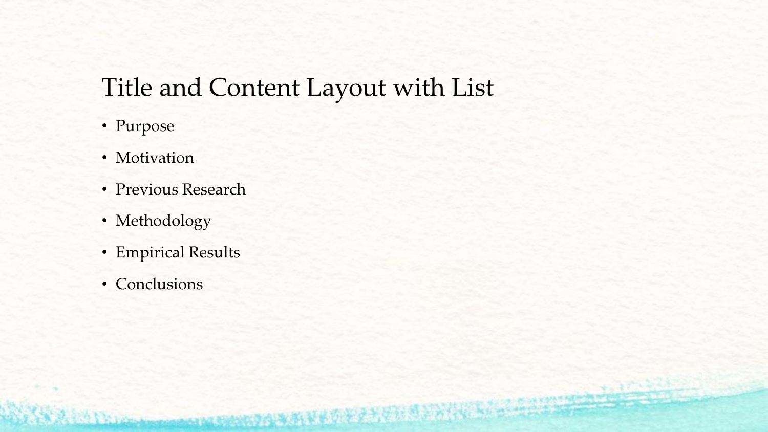# Title and Content Layout with List

- Purpose
- Motivation
- Previous Research
- Methodology
- Empirical Results
- Conclusions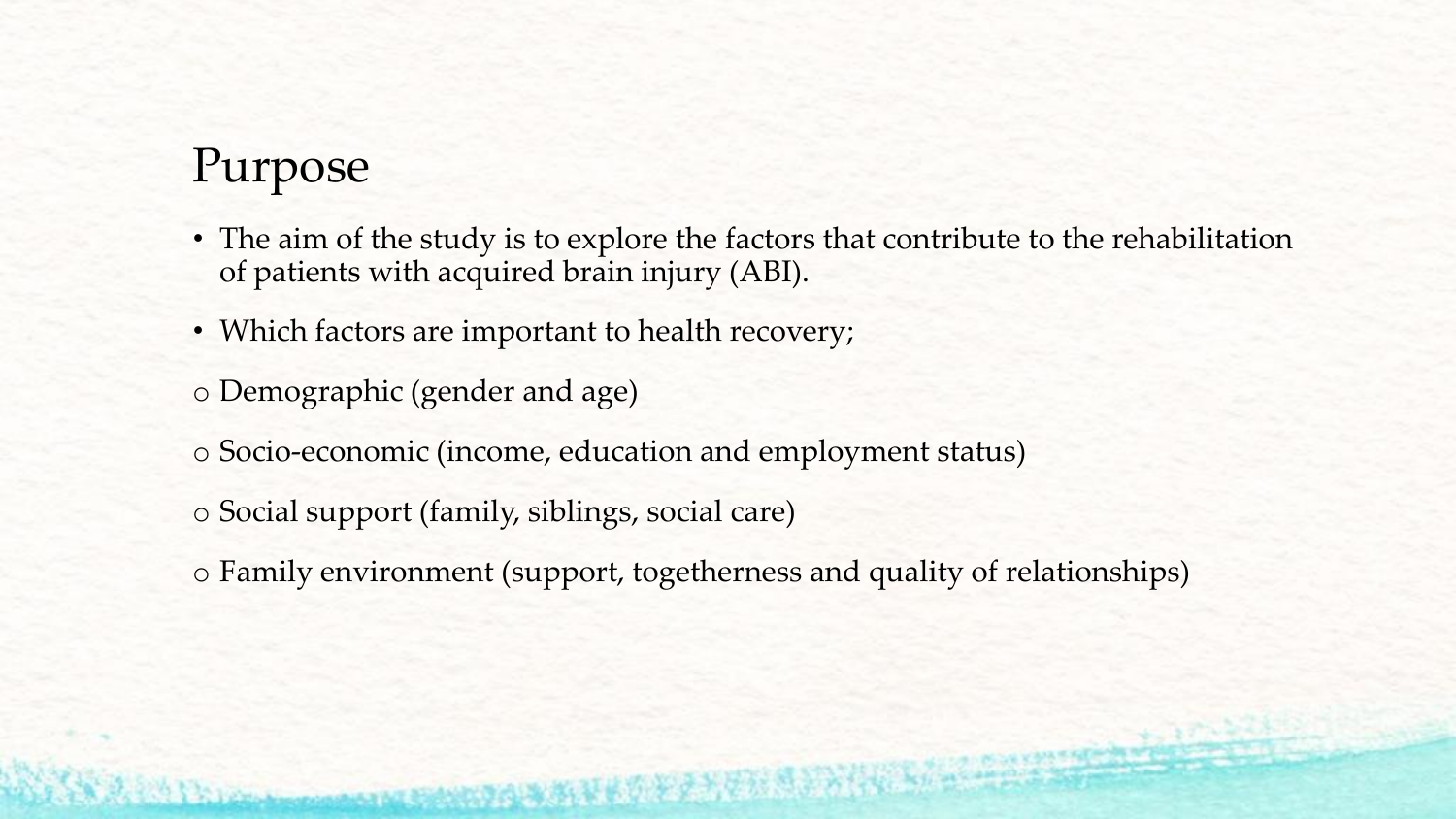## Purpose

- The aim of the study is to explore the factors that contribute to the rehabilitation of patients with acquired brain injury (ABI).
- Which factors are important to health recovery;
  - Demographic (gender and age)
  - Socio-economic (income, education and employment status)
  - Social support (family, siblings, social care)
  - Family environment (support, togetherness and quality of relationships)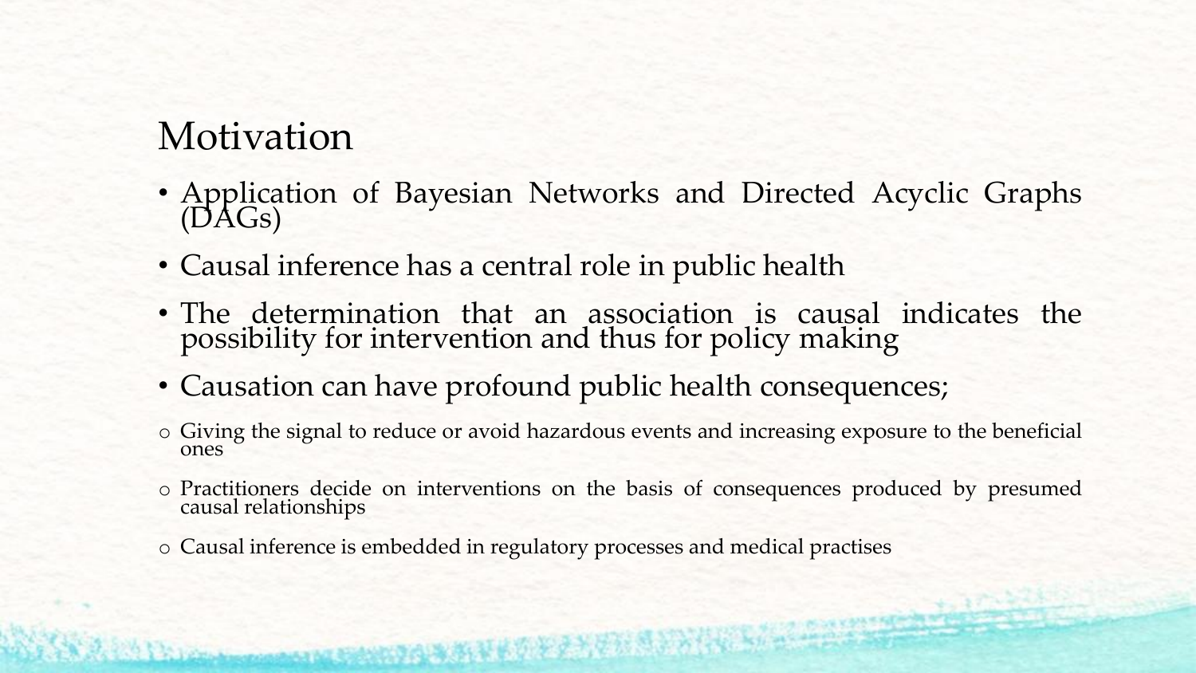## Motivation

- Application of Bayesian Networks and Directed Acyclic Graphs (DAGs)
- Causal inference has a central role in public health
- The determination that an association is causal indicates the possibility for intervention and thus for policy making
- Causation can have profound public health consequences;
  - Giving the signal to reduce or avoid hazardous events and increasing exposure to the beneficial ones
  - Practitioners decide on interventions on the basis of consequences produced by presumed causal relationships
  - Causal inference is embedded in regulatory processes and medical practises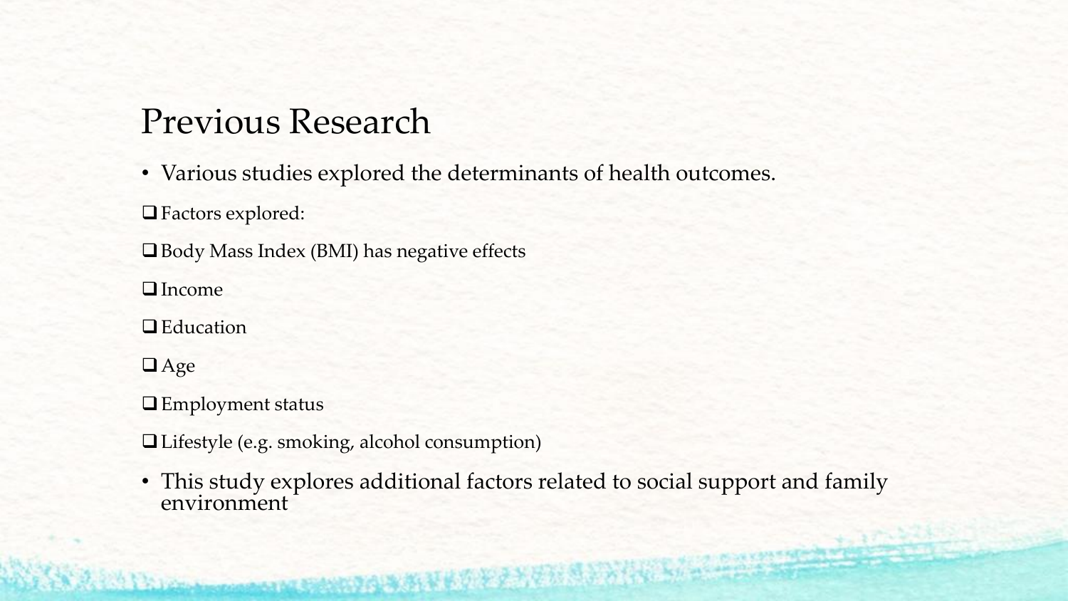## Previous Research

- Various studies explored the determinants of health outcomes.

- Factors explored:
- Body Mass Index (BMI) has negative effects
- Income
- Education
- Age
- Employment status
- Lifestyle (e.g. smoking, alcohol consumption)

- This study explores additional factors related to social support and family environment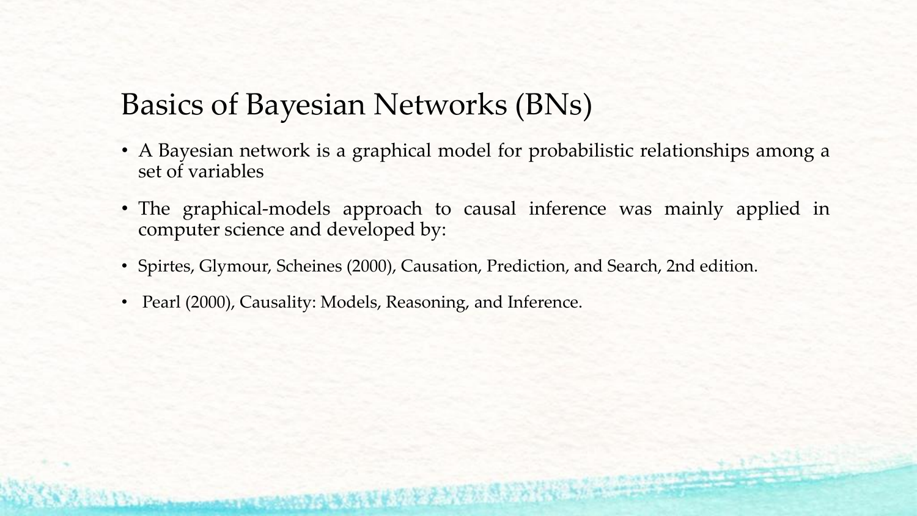# Basics of Bayesian Networks (BNs)

- A Bayesian network is a graphical model for probabilistic relationships among a set of variables
- The graphical-models approach to causal inference was mainly applied in computer science and developed by:
- Spirtes, Glymour, Scheines (2000), Causation, Prediction, and Search, 2nd edition.
- Pearl (2000), Causality: Models, Reasoning, and Inference.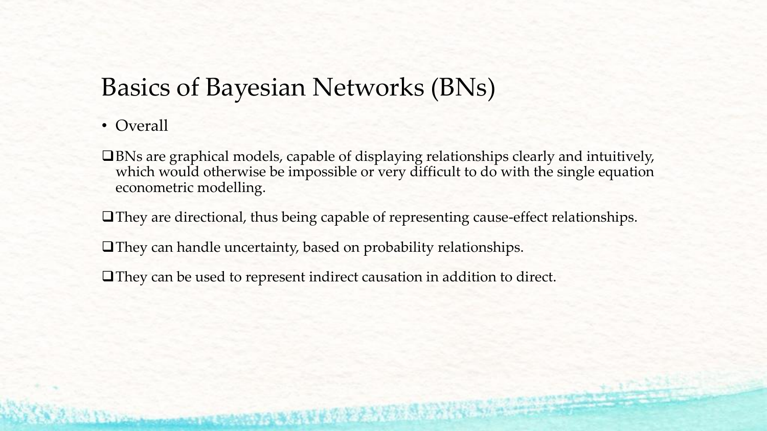# Basics of Bayesian Networks (BNs)

- Overall

- BNs are graphical models, capable of displaying relationships clearly and intuitively, which would otherwise be impossible or very difficult to do with the single equation econometric modelling.
- They are directional, thus being capable of representing cause-effect relationships.
- They can handle uncertainty, based on probability relationships.
- They can be used to represent indirect causation in addition to direct.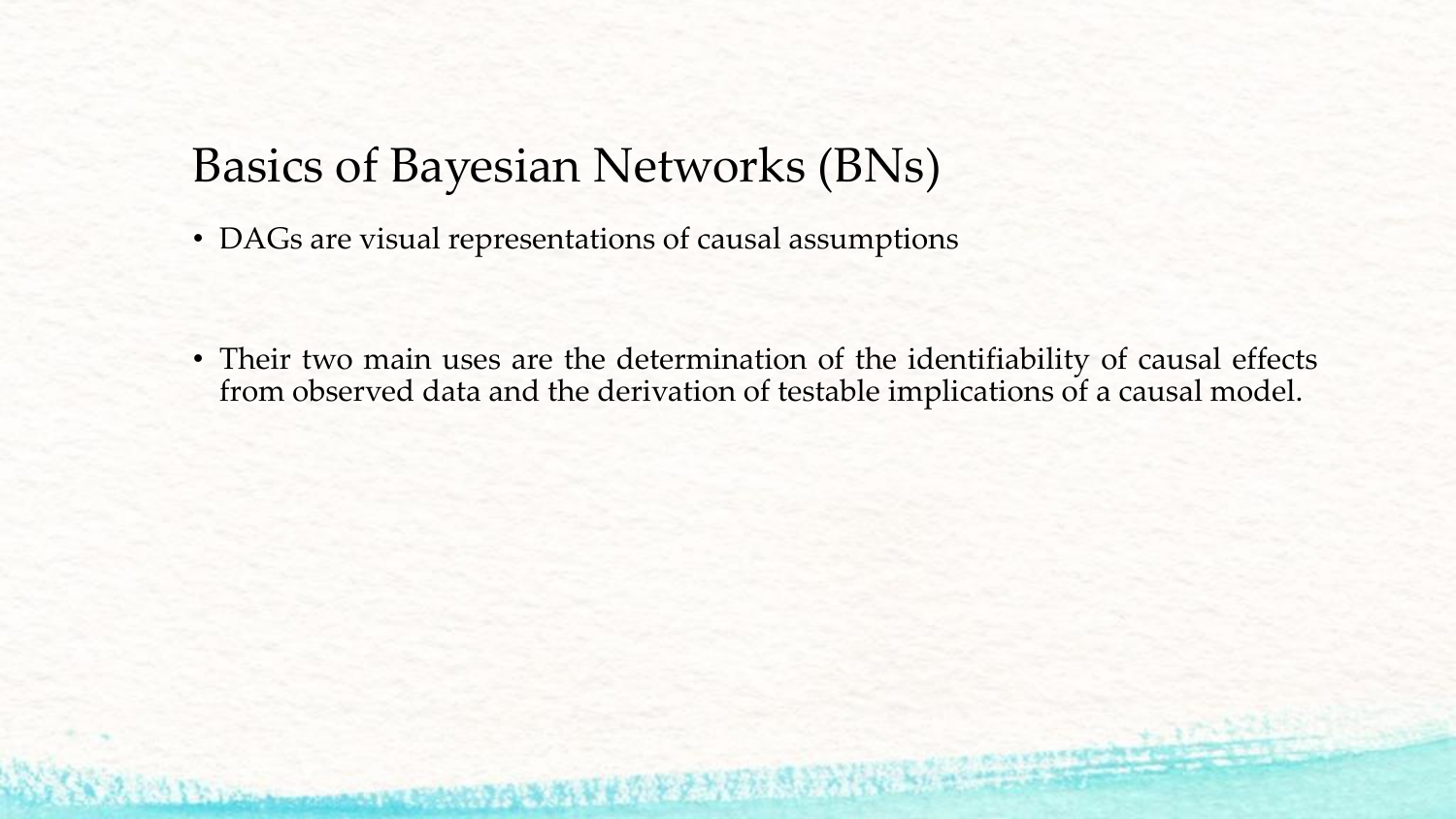# Basics of Bayesian Networks (BNs)

- DAGs are visual representations of causal assumptions

- Their two main uses are the determination of the identifiability of causal effects from observed data and the derivation of testable implications of a causal model.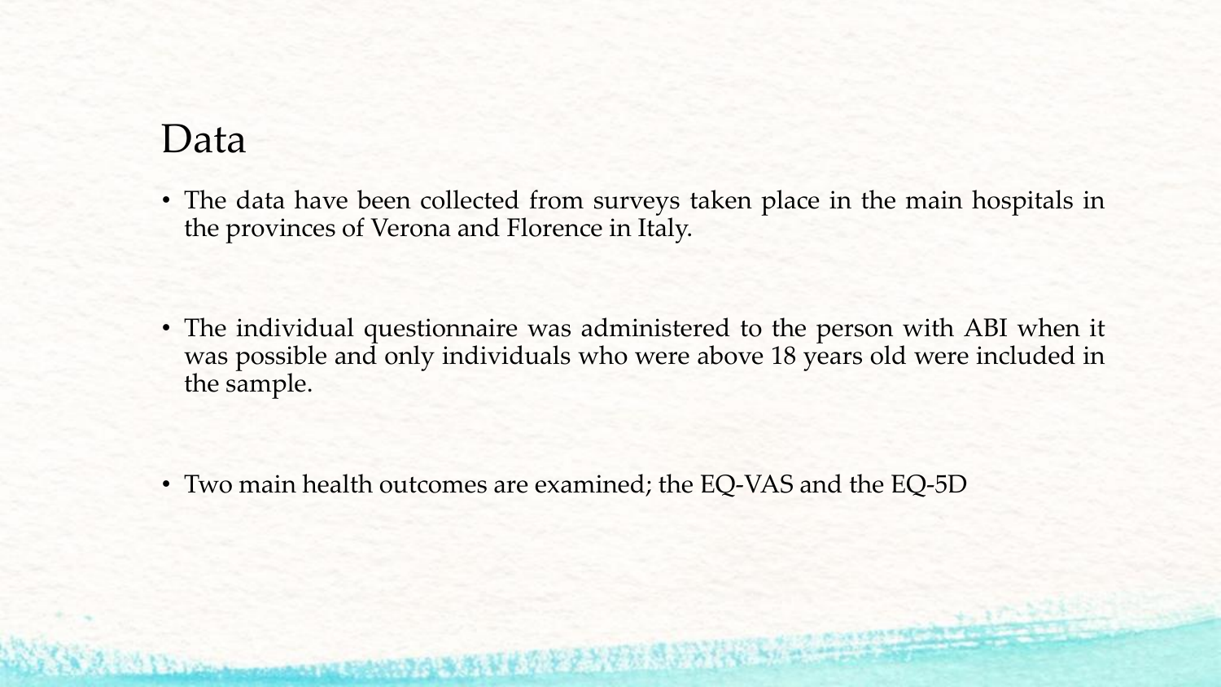# Data

- The data have been collected from surveys taken place in the main hospitals in the provinces of Verona and Florence in Italy.

- The individual questionnaire was administered to the person with ABI when it was possible and only individuals who were above 18 years old were included in the sample.

- Two main health outcomes are examined; the EQ-VAS and the EQ-5D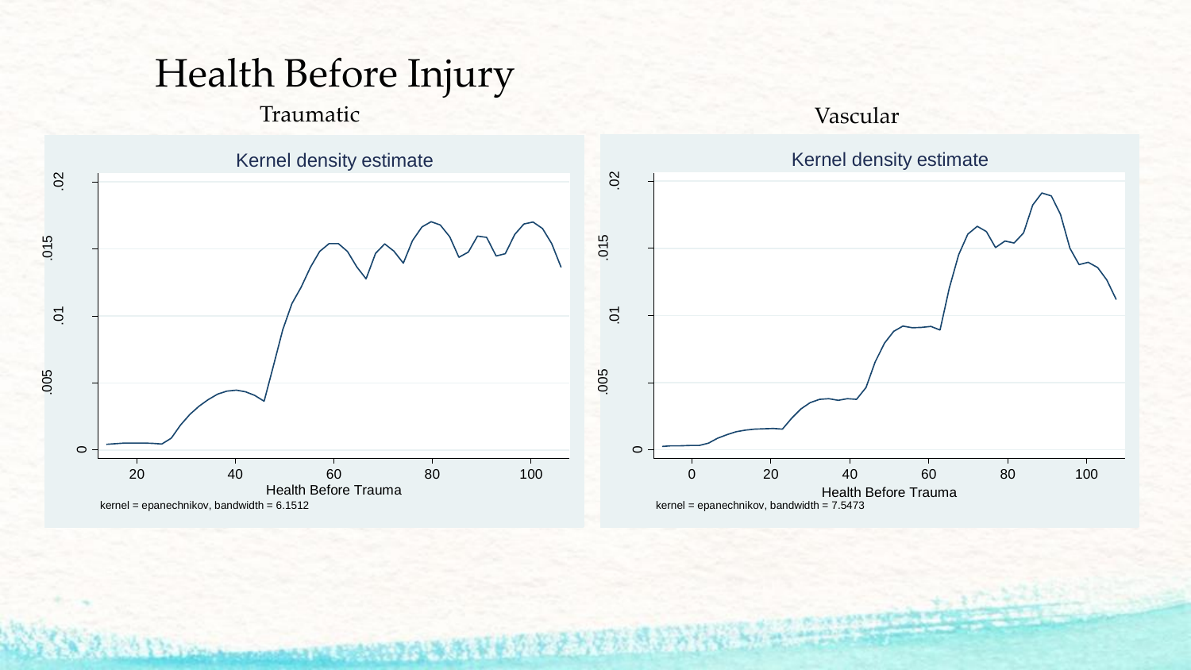# Health Before Injury

## Traumatic

Kernel density estimate

Health Before Trauma

kernel = epanechnikov, bandwidth = 6.1512

## Vascular

Kernel density estimate

Health Before Trauma

kernel = epanechnikov, bandwidth = 7.5473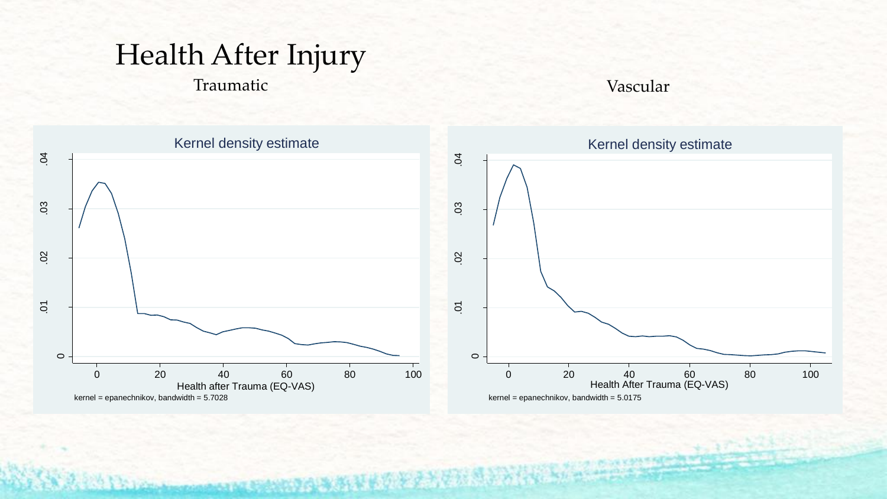# Health After Injury

Traumatic

Vascular

Kernel density estimate

Health after Trauma (EQ-VAS)

kernel = epanechnikov, bandwidth = 5.7028

Kernel density estimate

Health After Trauma (EQ-VAS)

kernel = epanechnikov, bandwidth = 5.0175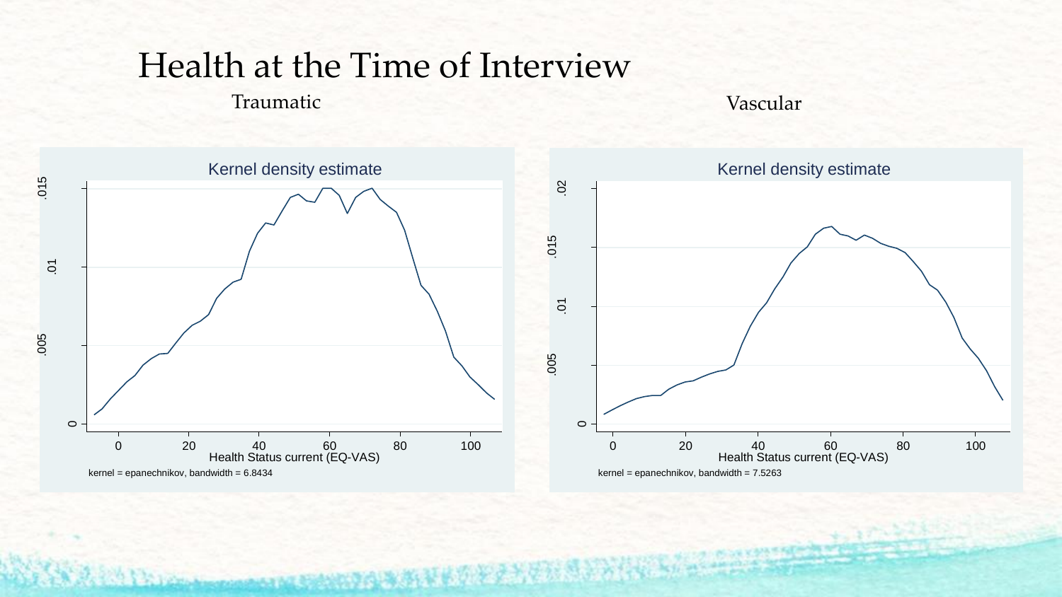# Health at the Time of Interview

Traumatic

Vascular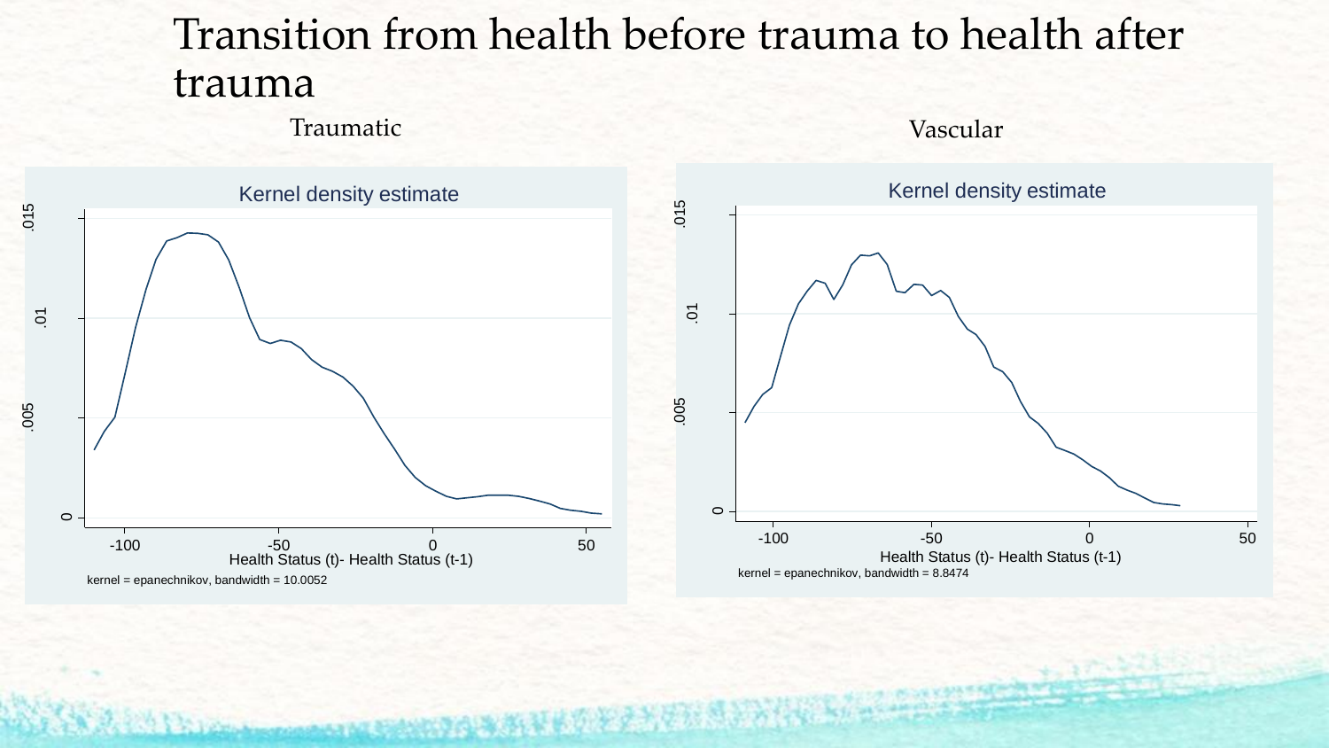# Transition from health before trauma to health after trauma

Traumatic

Kernel density estimate

Health Status (t)- Health Status (t-1)

kernel = epanechnikov, bandwidth = 10.0052

Vascular

Kernel density estimate

Health Status (t)- Health Status (t-1)

kernel = epanechnikov, bandwidth = 8.8474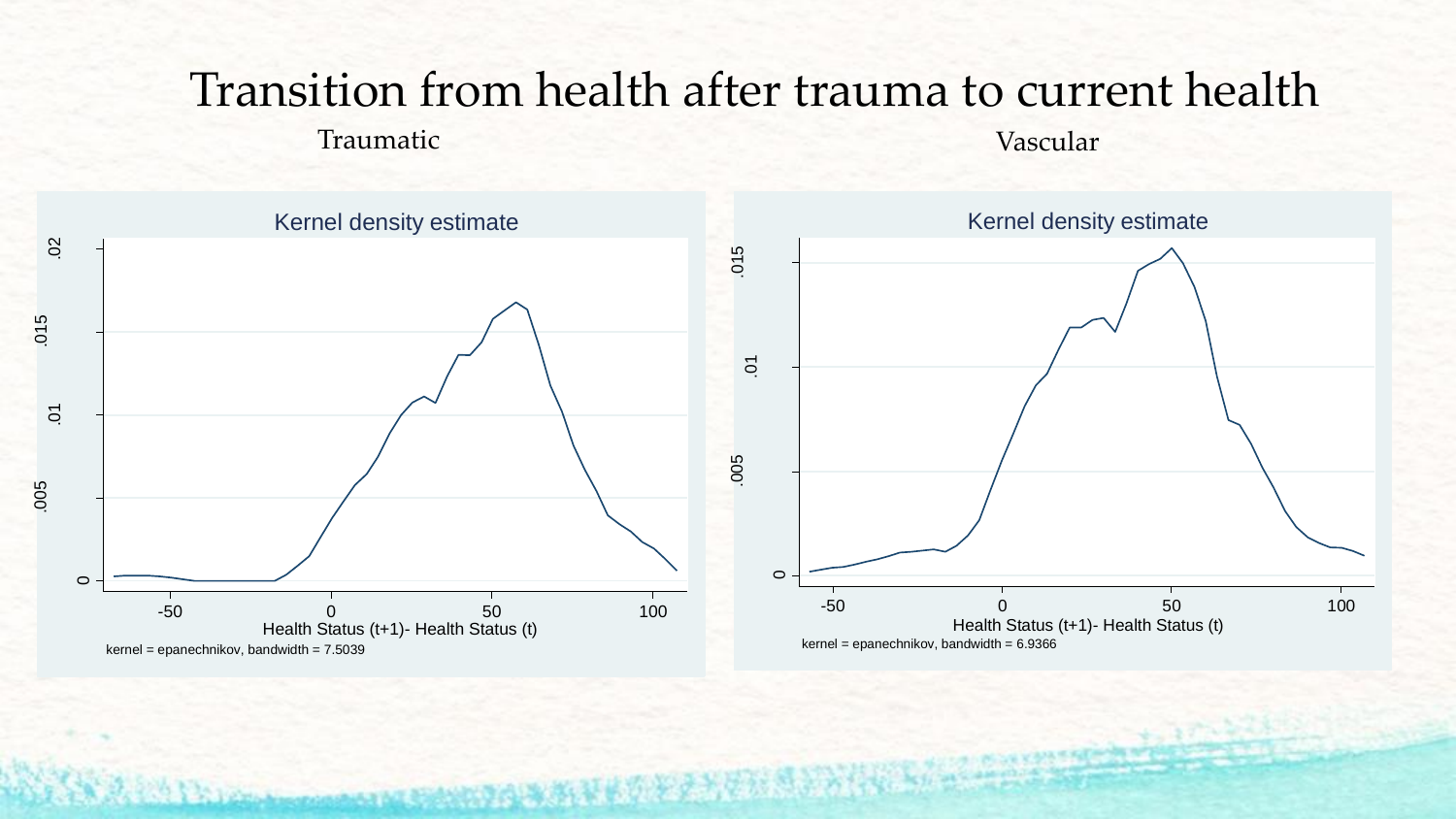# Transition from health after trauma to current health

## Traumatic

Kernel density estimate

Health Status (t+1)- Health Status (t)

kernel = epanechnikov, bandwidth = 7.5039

## Vascular

Kernel density estimate

Health Status (t+1)- Health Status (t)

kernel = epanechnikov, bandwidth = 6.9366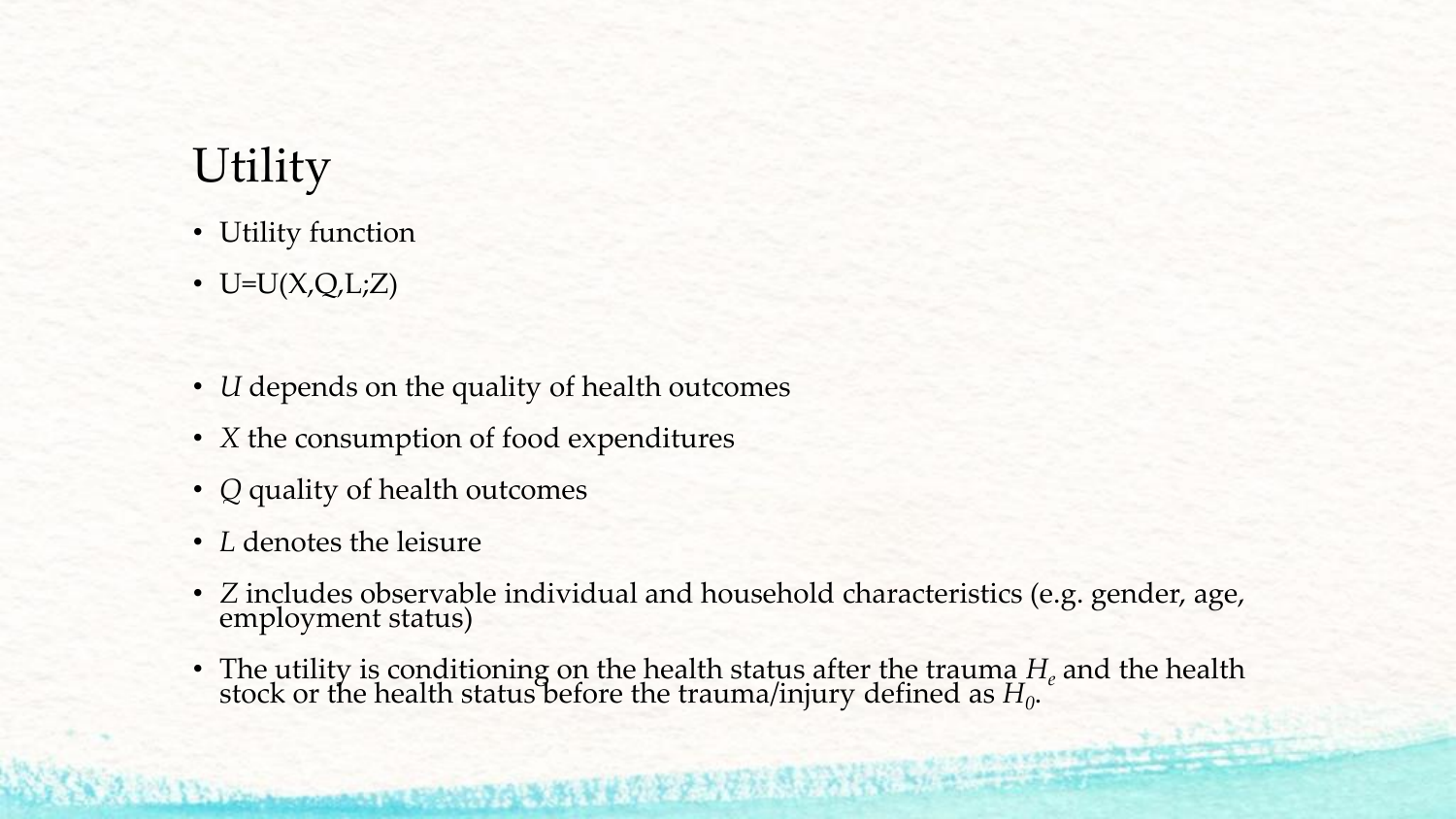# Utility

- Utility function
- $U=U(X,Q,L;Z)$

- $U$ depends on the quality of health outcomes
- $X$ the consumption of food expenditures
- $Q$ quality of health outcomes
- $L$ denotes the leisure
- $Z$ includes observable individual and household characteristics (e.g. gender, age, employment status)
- The utility is conditioning on the health status after the trauma $H_e$ and the health stock or the health status before the trauma/injury defined as $H_0$.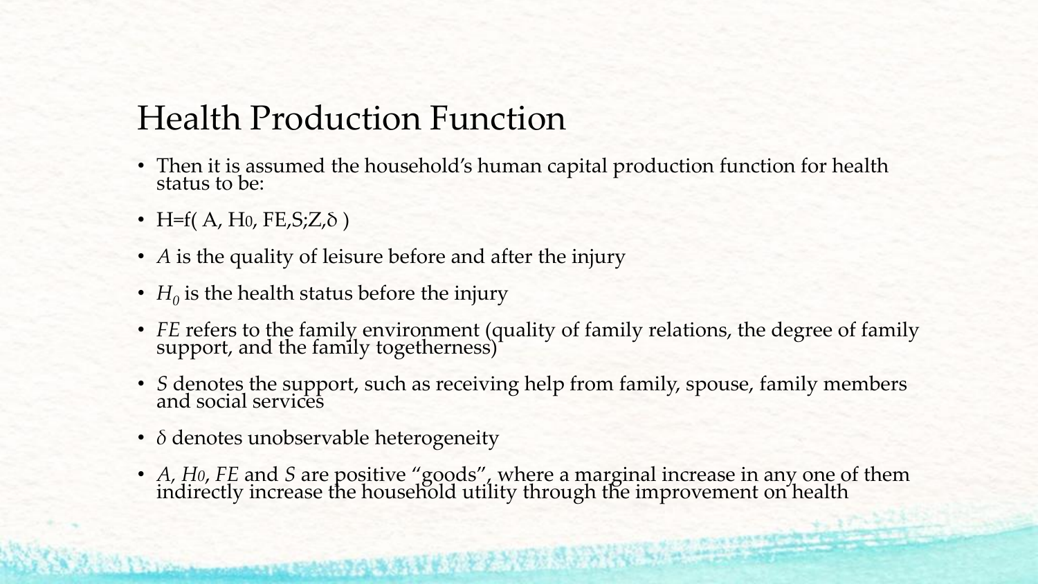# Health Production Function

- Then it is assumed the household's human capital production function for health status to be:
- $H=f(A, H_0, FE, S; Z, \delta)$
- *A* is the quality of leisure before and after the injury
- $H_0$ is the health status before the injury
- *FE* refers to the family environment (quality of family relations, the degree of family support, and the family togetherness)
- *S* denotes the support, such as receiving help from family, spouse, family members and social services
- $\delta$ denotes unobservable heterogeneity
- *A*, $H_0$, *FE* and *S* are positive "goods", where a marginal increase in any one of them indirectly increase the household utility through the improvement on health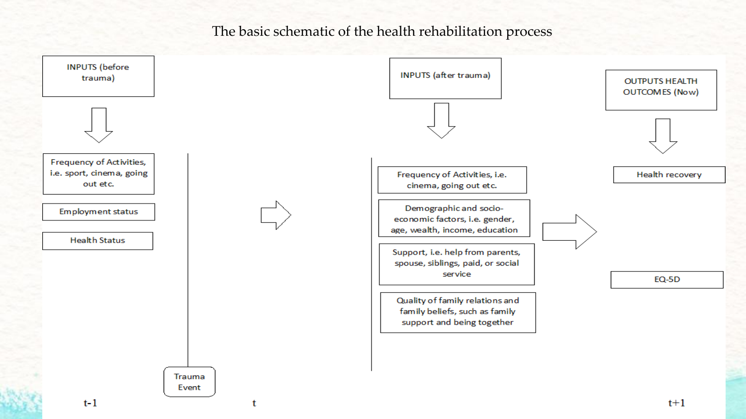# The basic schematic of the health rehabilitation process

**INPUTS (before trauma)**

- Frequency of Activities, i.e. sport, cinema, going out etc.
- Employment status
- Health Status

Trauma Event

**INPUTS (after trauma)**

- Frequency of Activities, i.e. cinema, going out etc.
- Demographic and socio-economic factors, i.e. gender, age, wealth, income, education
- Support, i.e. help from parents, spouse, siblings, paid, or social service
- Quality of family relations and family beliefs, such as family support and being together

**OUTPUTS HEALTH OUTCOMES (Now)**

- Health recovery
- EQ-5D

t-1 t t+1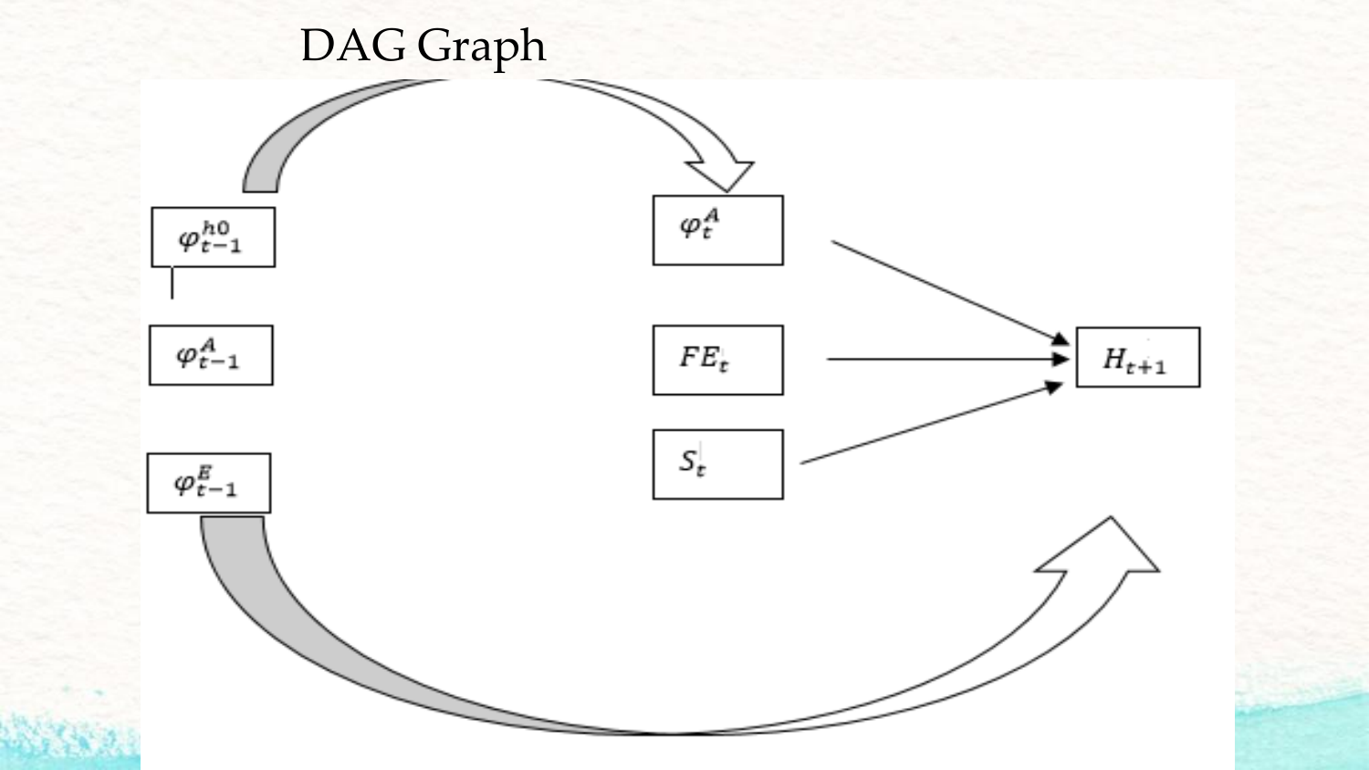# DAG Graph

$\varphi_{t-1}^{h0}$

$\varphi_{t-1}^{A}$

$\varphi_{t-1}^{E}$

$\varphi_{t}^{A}$

$FE_t$

$S_t$

$H_{t+1}$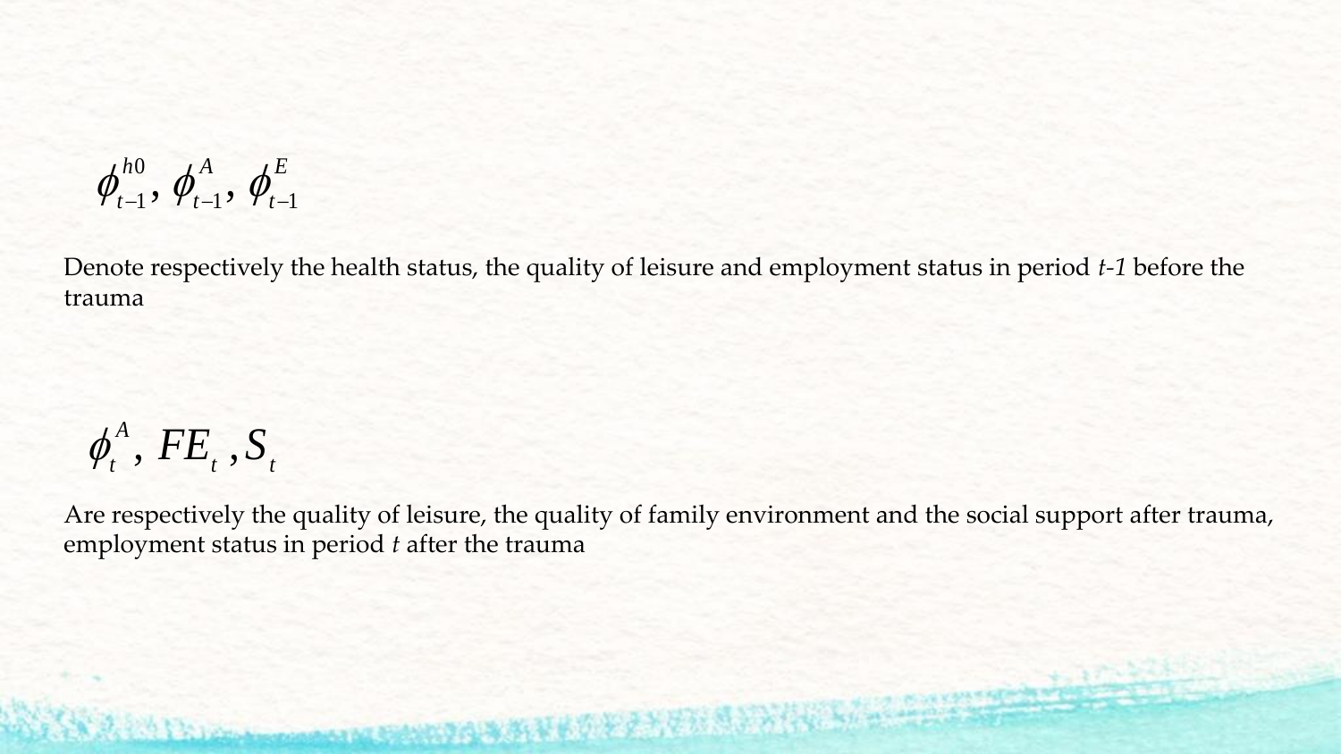$$\phi_{t-1}^{h0}, \phi_{t-1}^{A}, \phi_{t-1}^{E}$$

Denote respectively the health status, the quality of leisure and employment status in period *t-1* before the trauma

$$\phi_{t}^{A}, FE_{t}, S_{t}$$

Are respectively the quality of leisure, the quality of family environment and the social support after trauma, employment status in period *t* after the trauma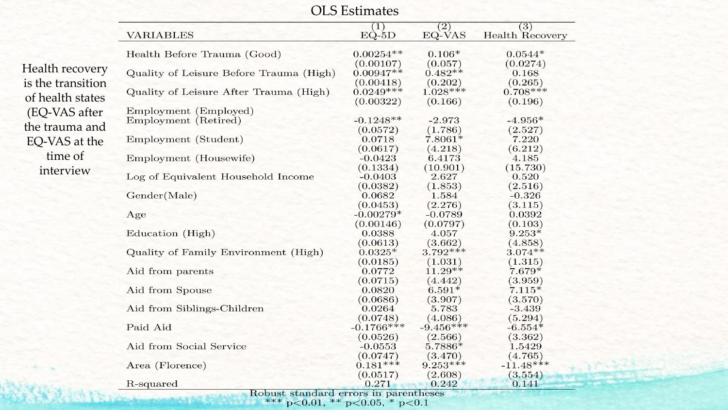# OLS Estimates

Health recovery is the transition of health states (EQ-VAS after the trauma and EQ-VAS at the time of interview

| VARIABLES | (1) EQ-5D | (2) EQ-VAS | (3) Health Recovery |
|---|---|---|---|
| Health Before Trauma (Good) | 0.00254** | 0.106* | 0.0544* |
| | (0.00107) | (0.057) | (0.0274) |
| Quality of Leisure Before Trauma (High) | 0.00947** | 0.482** | 0.168 |
| | (0.00418) | (0.202) | (0.265) |
| Quality of Leisure After Trauma (High) | 0.0249*** | 1.028*** | 0.708*** |
| | (0.00322) | (0.166) | (0.196) |
| Employment (Employed) | | | |
| Employment (Retired) | -0.1248** | -2.973 | -4.956* |
| | (0.0572) | (1.786) | (2.527) |
| Employment (Student) | 0.0718 | 7.8061* | 7.220 |
| | (0.0617) | (4.218) | (6.212) |
| Employment (Housewife) | -0.0423 | 6.4173 | 4.185 |
| | (0.1334) | (10.901) | (15.730) |
| Log of Equivalent Household Income | -0.0403 | 2.627 | 0.520 |
| | (0.0382) | (1.853) | (2.516) |
| Gender(Male) | 0.0682 | 1.584 | -0.326 |
| | (0.0453) | (2.276) | (3.115) |
| Age | -0.00279* | -0.0789 | 0.0392 |
| | (0.00146) | (0.0797) | (0.103) |
| Education (High) | 0.0388 | 4.057 | 9.253* |
| | (0.0613) | (3.662) | (4.858) |
| Quality of Family Environment (High) | 0.0325* | 3.792*** | 3.074** |
| | (0.0185) | (1.031) | (1.315) |
| Aid from parents | 0.0772 | 11.29** | 7.679* |
| | (0.0715) | (4.442) | (3.959) |
| Aid from Spouse | 0.0820 | 6.591* | 7.115* |
| | (0.0686) | (3.907) | (3.570) |
| Aid from Siblings-Children | 0.0264 | 5.783 | -3.439 |
| | (0.0748) | (4.086) | (5.294) |
| Paid Aid | -0.1766*** | -9.456*** | -6.554* |
| | (0.0526) | (2.566) | (3.362) |
| Aid from Social Service | -0.0553 | 5.7886* | 1.5429 |
| | (0.0747) | (3.470) | (4.765) |
| Area (Florence) | 0.181*** | 9.253*** | -11.48*** |
| | (0.0517) | (2.608) | (3.554) |
| R-squared | 0.271 | 0.242 | 0.141 |

Robust standard errors in parentheses
*** $p<0.01$, ** $p<0.05$, * $p<0.1$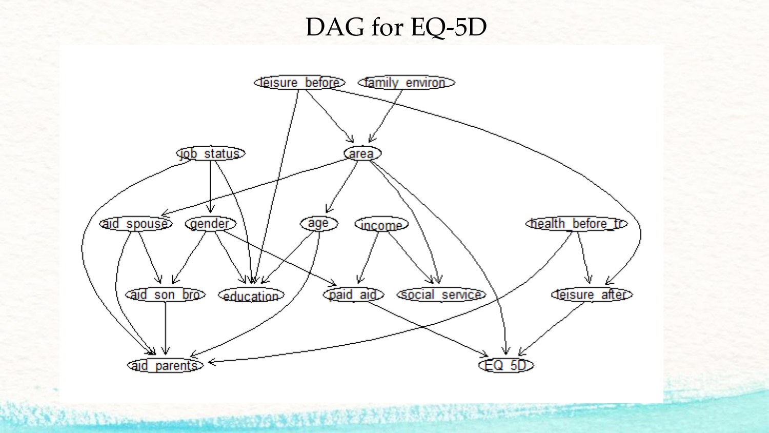# DAG for EQ-5D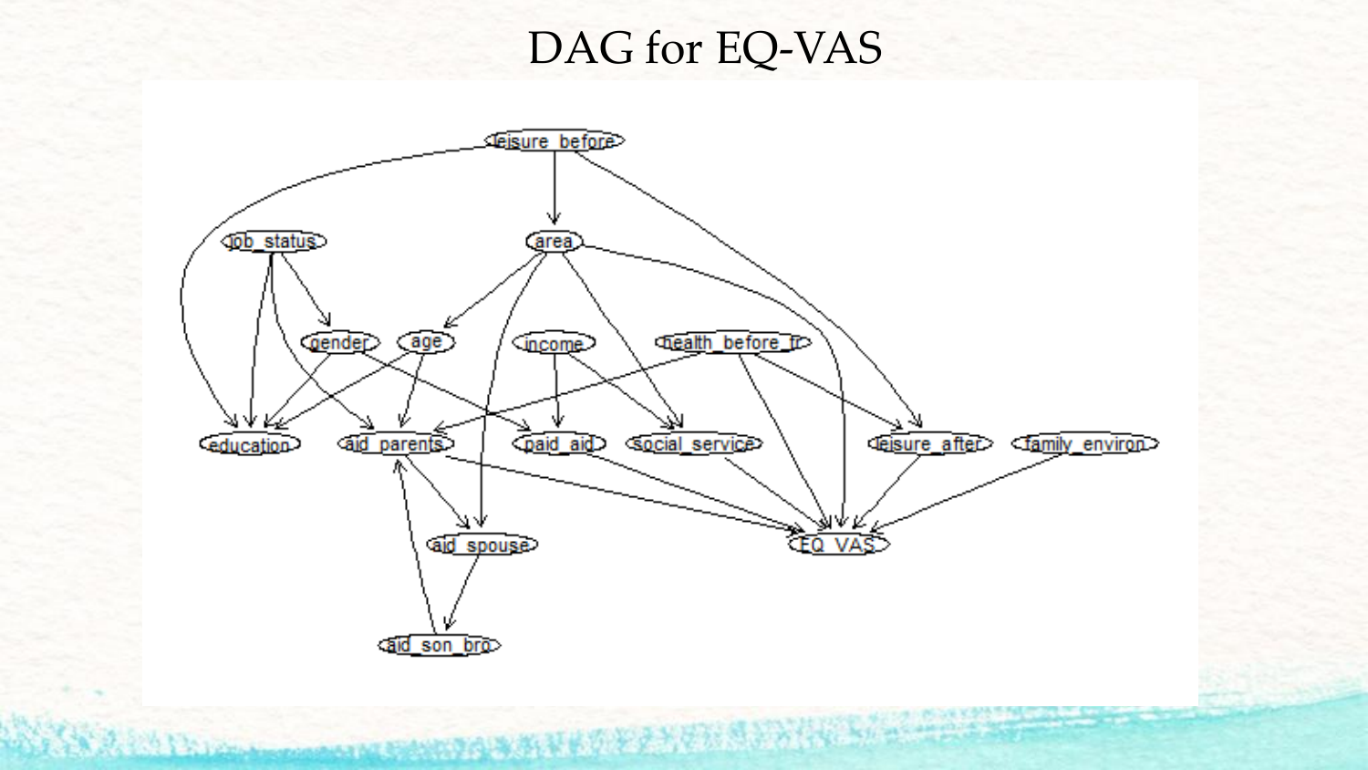# DAG for EQ-VAS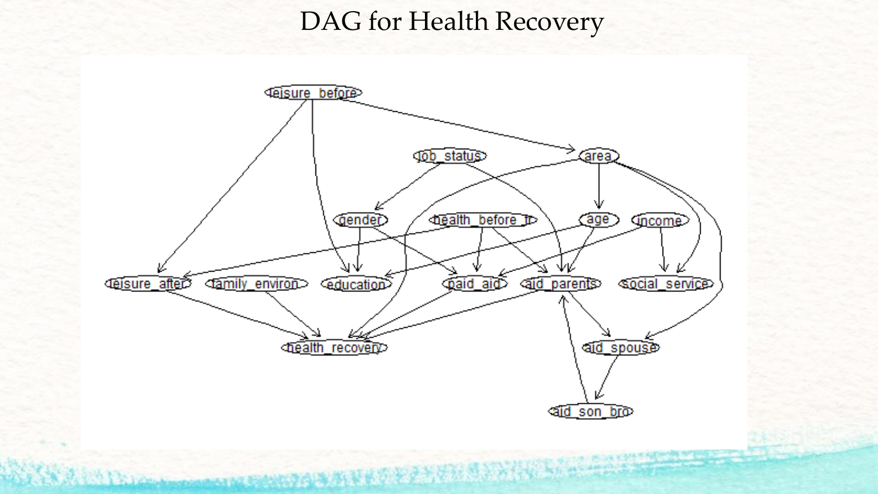# DAG for Health Recovery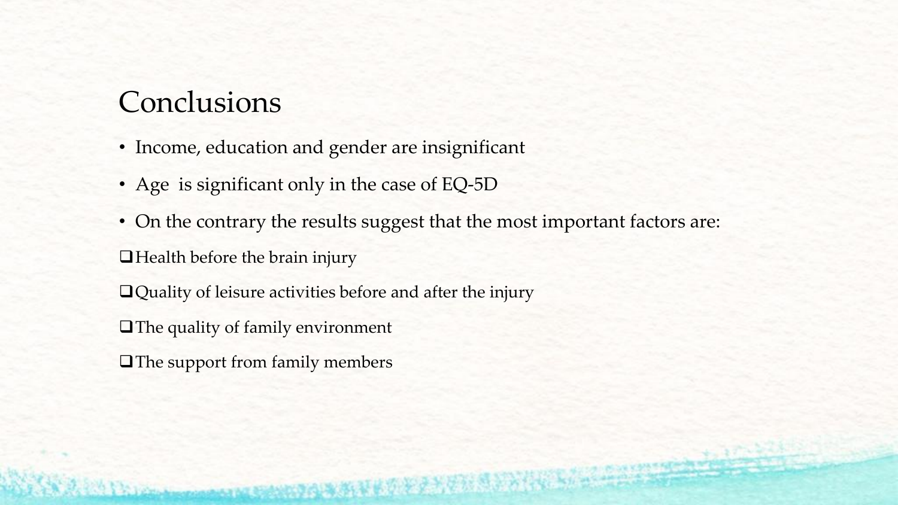# Conclusions

- Income, education and gender are insignificant
- Age is significant only in the case of EQ-5D
- On the contrary the results suggest that the most important factors are:

- [ ] Health before the brain injury
- [ ] Quality of leisure activities before and after the injury
- [ ] The quality of family environment
- [ ] The support from family members